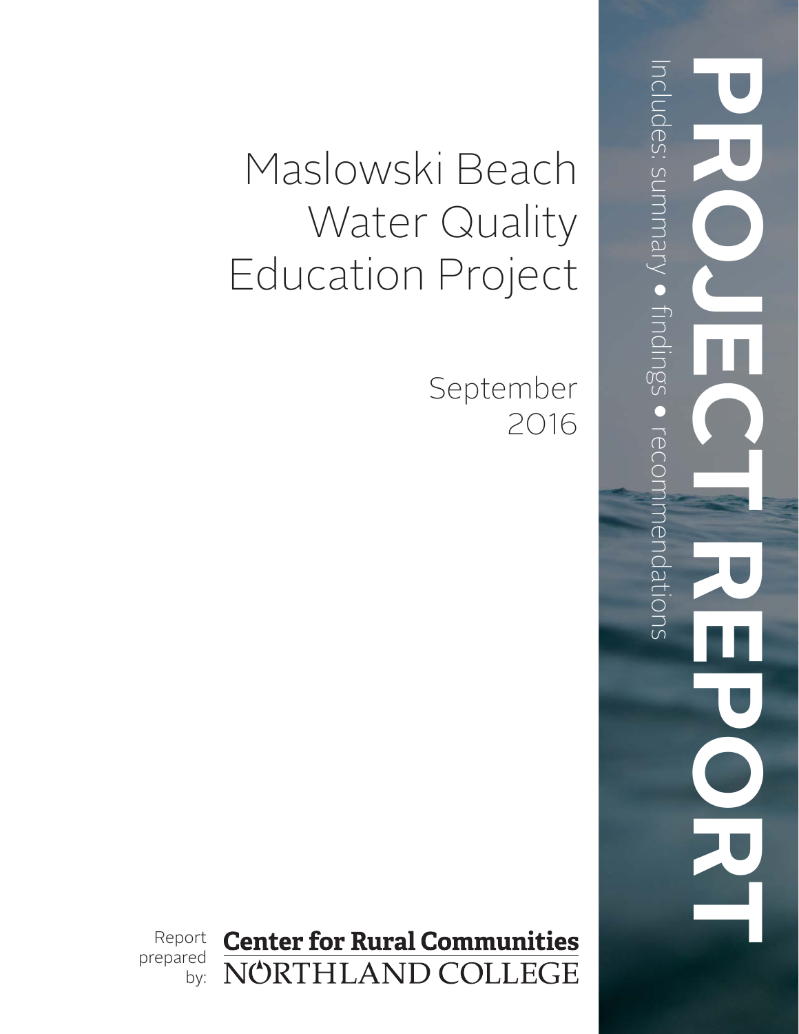# Maslowski Beach Water Quality Education Project

September 2016

**PROJECT REPORT**

Includes: summary • findings • recommendations

Report prepared by: **Center for Rural Communities** NORTHLAND COLLEGE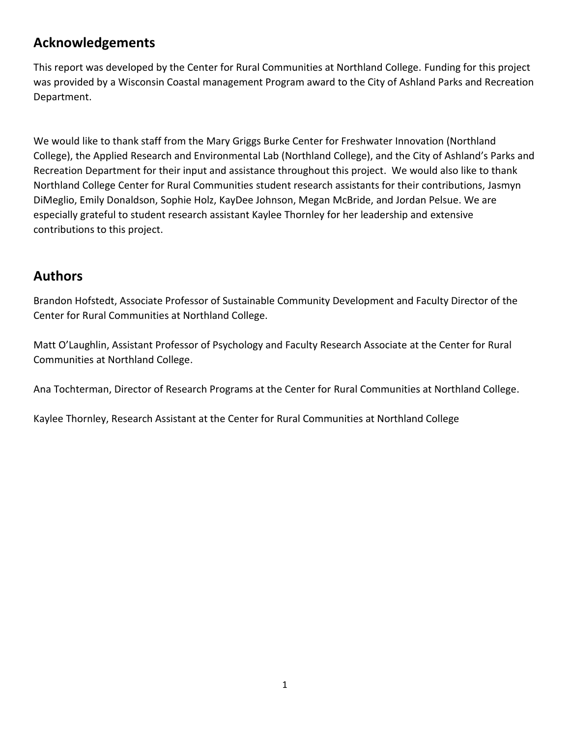## Acknowledgements

This report was developed by the Center for Rural Communities at Northland College. Funding for this project was provided by a Wisconsin Coastal management Program award to the City of Ashland Parks and Recreation Department.

We would like to thank staff from the Mary Griggs Burke Center for Freshwater Innovation (Northland College), the Applied Research and Environmental Lab (Northland College), and the City of Ashland's Parks and Recreation Department for their input and assistance throughout this project. We would also like to thank Northland College Center for Rural Communities student research assistants for their contributions, Jasmyn DiMeglio, Emily Donaldson, Sophie Holz, KayDee Johnson, Megan McBride, and Jordan Pelsue. We are especially grateful to student research assistant Kaylee Thornley for her leadership and extensive contributions to this project.

## Authors

Brandon Hofstedt, Associate Professor of Sustainable Community Development and Faculty Director of the Center for Rural Communities at Northland College.

Matt O'Laughlin, Assistant Professor of Psychology and Faculty Research Associate at the Center for Rural Communities at Northland College.

Ana Tochterman, Director of Research Programs at the Center for Rural Communities at Northland College.

Kaylee Thornley, Research Assistant at the Center for Rural Communities at Northland College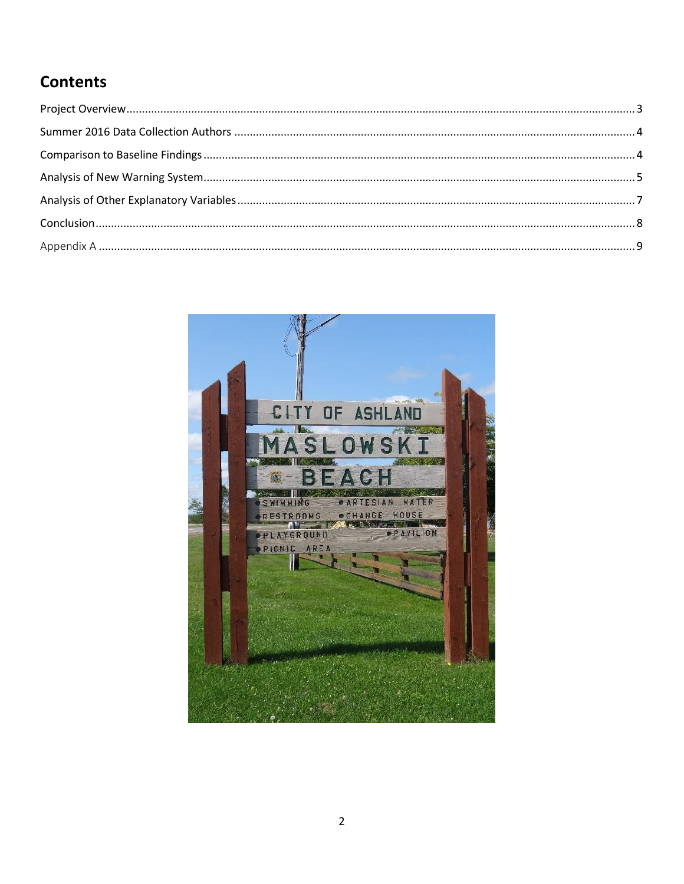## Contents

Project Overview ........ 3
Summer 2016 Data Collection Authors ........ 4
Comparison to Baseline Findings ........ 4
Analysis of New Warning System ........ 5
Analysis of Other Explanatory Variables ........ 7
Conclusion ........ 8
Appendix A ........ 9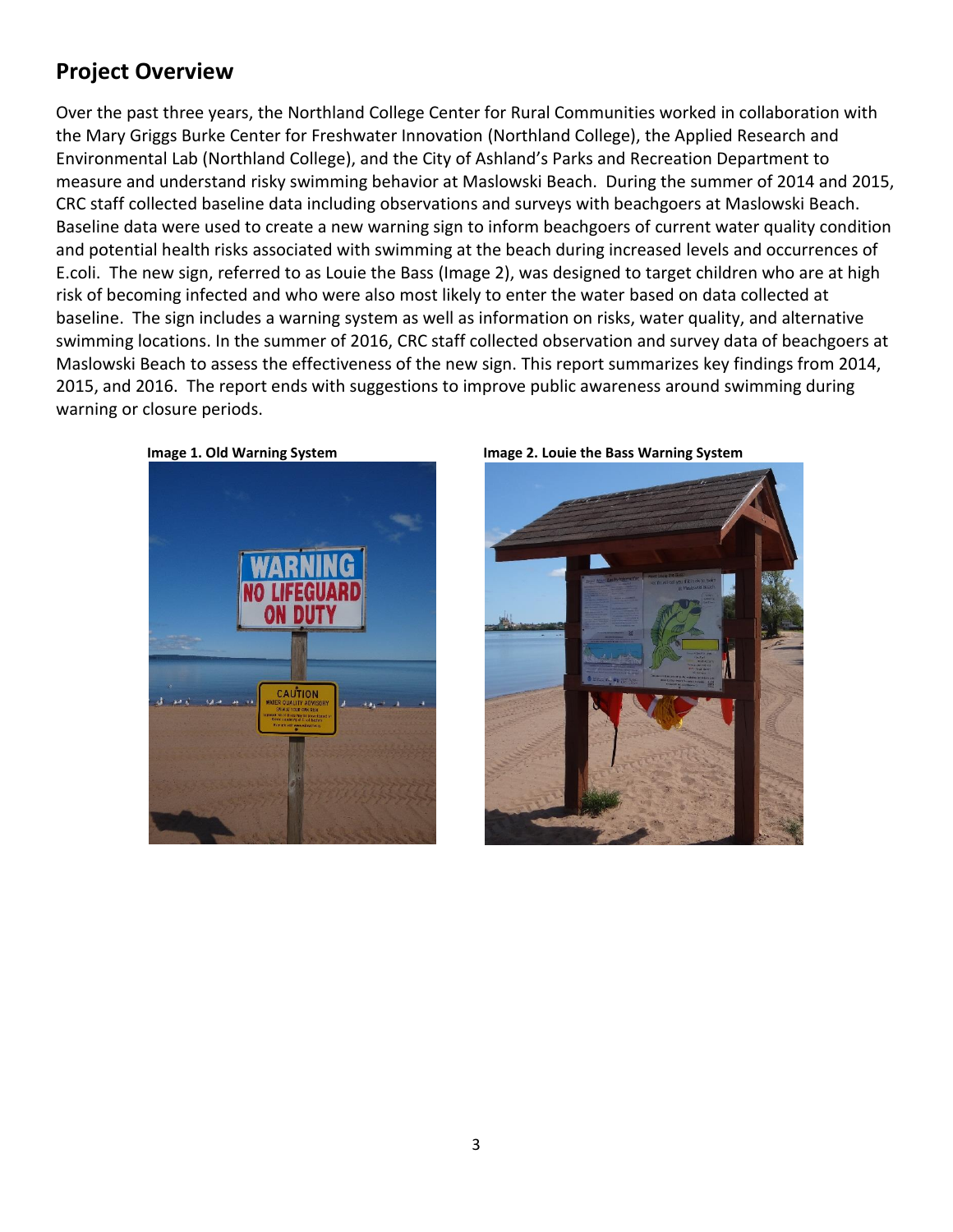## Project Overview

Over the past three years, the Northland College Center for Rural Communities worked in collaboration with the Mary Griggs Burke Center for Freshwater Innovation (Northland College), the Applied Research and Environmental Lab (Northland College), and the City of Ashland's Parks and Recreation Department to measure and understand risky swimming behavior at Maslowski Beach. During the summer of 2014 and 2015, CRC staff collected baseline data including observations and surveys with beachgoers at Maslowski Beach. Baseline data were used to create a new warning sign to inform beachgoers of current water quality condition and potential health risks associated with swimming at the beach during increased levels and occurrences of E.coli. The new sign, referred to as Louie the Bass (Image 2), was designed to target children who are at high risk of becoming infected and who were also most likely to enter the water based on data collected at baseline. The sign includes a warning system as well as information on risks, water quality, and alternative swimming locations. In the summer of 2016, CRC staff collected observation and survey data of beachgoers at Maslowski Beach to assess the effectiveness of the new sign. This report summarizes key findings from 2014, 2015, and 2016. The report ends with suggestions to improve public awareness around swimming during warning or closure periods.

**Image 1. Old Warning System**

**Image 2. Louie the Bass Warning System**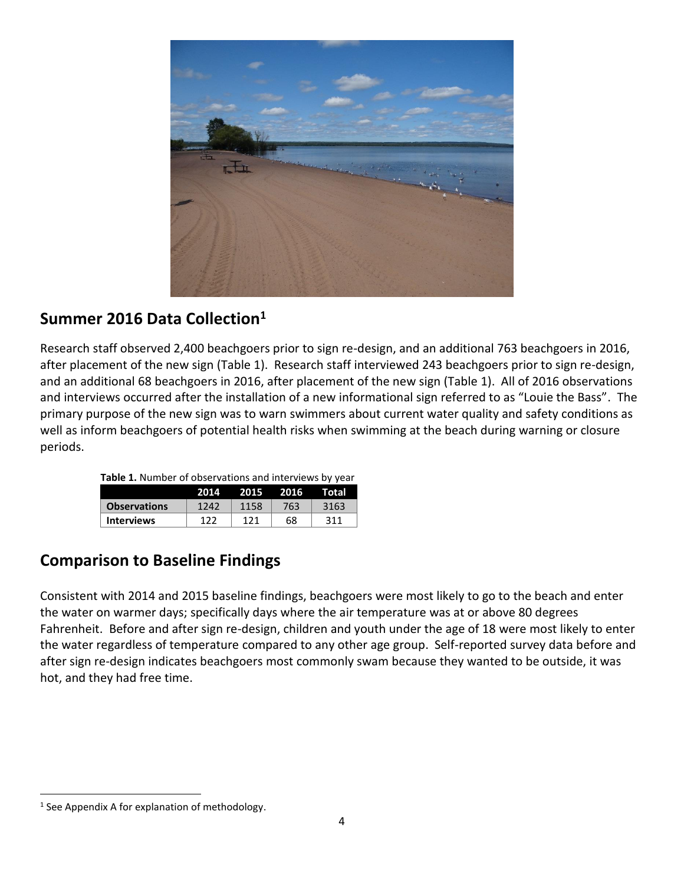## Summer 2016 Data Collection[1]

Research staff observed 2,400 beachgoers prior to sign re-design, and an additional 763 beachgoers in 2016, after placement of the new sign (Table 1). Research staff interviewed 243 beachgoers prior to sign re-design, and an additional 68 beachgoers in 2016, after placement of the new sign (Table 1). All of 2016 observations and interviews occurred after the installation of a new informational sign referred to as "Louie the Bass". The primary purpose of the new sign was to warn swimmers about current water quality and safety conditions as well as inform beachgoers of potential health risks when swimming at the beach during warning or closure periods.

**Table 1.** Number of observations and interviews by year

| | 2014 | 2015 | 2016 | Total |
|---|---|---|---|---|
| **Observations** | 1242 | 1158 | 763 | 3163 |
| **Interviews** | 122 | 121 | 68 | 311 |

## Comparison to Baseline Findings

Consistent with 2014 and 2015 baseline findings, beachgoers were most likely to go to the beach and enter the water on warmer days; specifically days where the air temperature was at or above 80 degrees Fahrenheit. Before and after sign re-design, children and youth under the age of 18 were most likely to enter the water regardless of temperature compared to any other age group. Self-reported survey data before and after sign re-design indicates beachgoers most commonly swam because they wanted to be outside, it was hot, and they had free time.

[1] See Appendix A for explanation of methodology.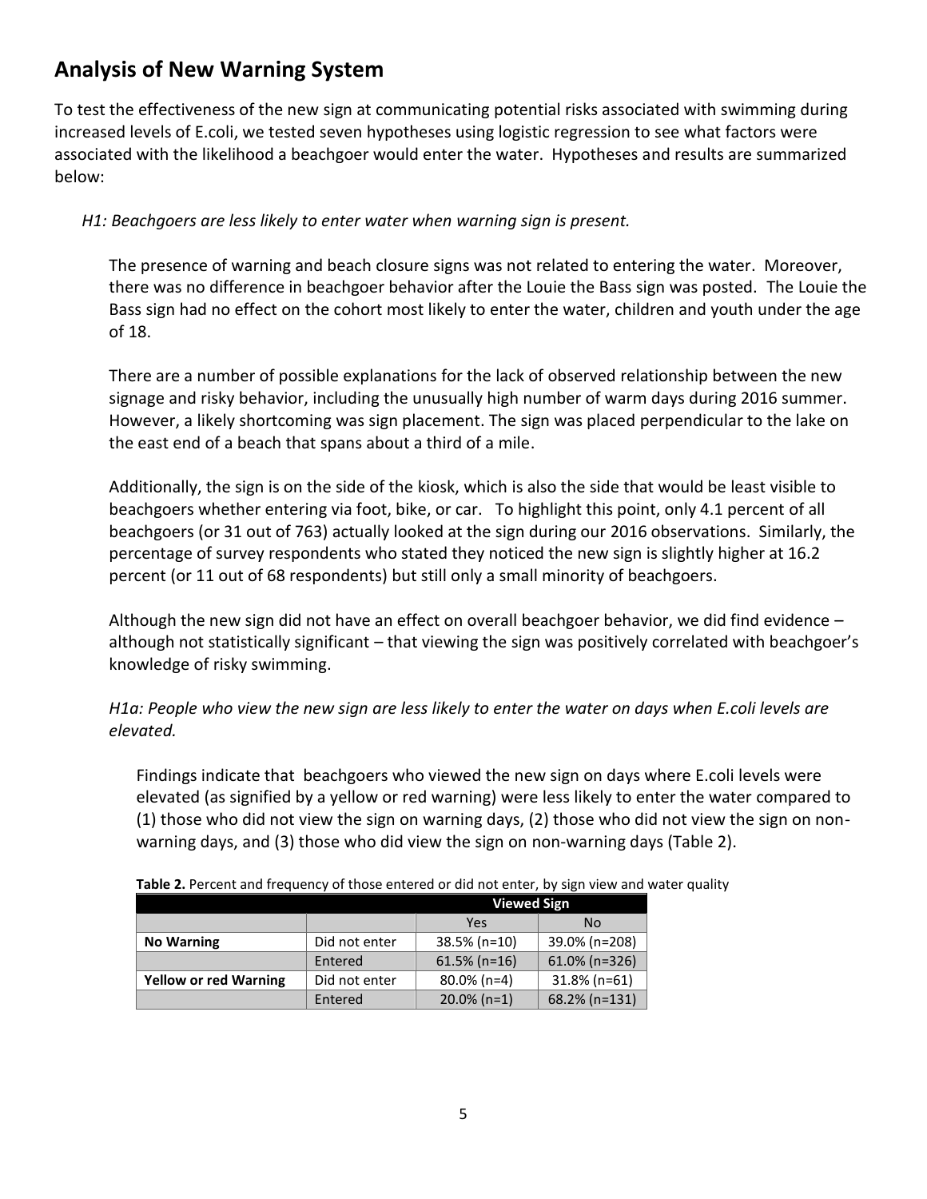## Analysis of New Warning System

To test the effectiveness of the new sign at communicating potential risks associated with swimming during increased levels of E.coli, we tested seven hypotheses using logistic regression to see what factors were associated with the likelihood a beachgoer would enter the water. Hypotheses and results are summarized below:

*H1: Beachgoers are less likely to enter water when warning sign is present.*

The presence of warning and beach closure signs was not related to entering the water. Moreover, there was no difference in beachgoer behavior after the Louie the Bass sign was posted. The Louie the Bass sign had no effect on the cohort most likely to enter the water, children and youth under the age of 18.

There are a number of possible explanations for the lack of observed relationship between the new signage and risky behavior, including the unusually high number of warm days during 2016 summer. However, a likely shortcoming was sign placement. The sign was placed perpendicular to the lake on the east end of a beach that spans about a third of a mile.

Additionally, the sign is on the side of the kiosk, which is also the side that would be least visible to beachgoers whether entering via foot, bike, or car. To highlight this point, only 4.1 percent of all beachgoers (or 31 out of 763) actually looked at the sign during our 2016 observations. Similarly, the percentage of survey respondents who stated they noticed the new sign is slightly higher at 16.2 percent (or 11 out of 68 respondents) but still only a small minority of beachgoers.

Although the new sign did not have an effect on overall beachgoer behavior, we did find evidence – although not statistically significant – that viewing the sign was positively correlated with beachgoer's knowledge of risky swimming.

*H1a: People who view the new sign are less likely to enter the water on days when E.coli levels are elevated.*

Findings indicate that beachgoers who viewed the new sign on days where E.coli levels were elevated (as signified by a yellow or red warning) were less likely to enter the water compared to (1) those who did not view the sign on warning days, (2) those who did not view the sign on non-warning days, and (3) those who did view the sign on non-warning days (Table 2).

**Table 2.** Percent and frequency of those entered or did not enter, by sign view and water quality

| | | Viewed Sign | |
|---|---|---|---|
| | | Yes | No |
| **No Warning** | Did not enter | 38.5% (n=10) | 39.0% (n=208) |
| | Entered | 61.5% (n=16) | 61.0% (n=326) |
| **Yellow or red Warning** | Did not enter | 80.0% (n=4) | 31.8% (n=61) |
| | Entered | 20.0% (n=1) | 68.2% (n=131) |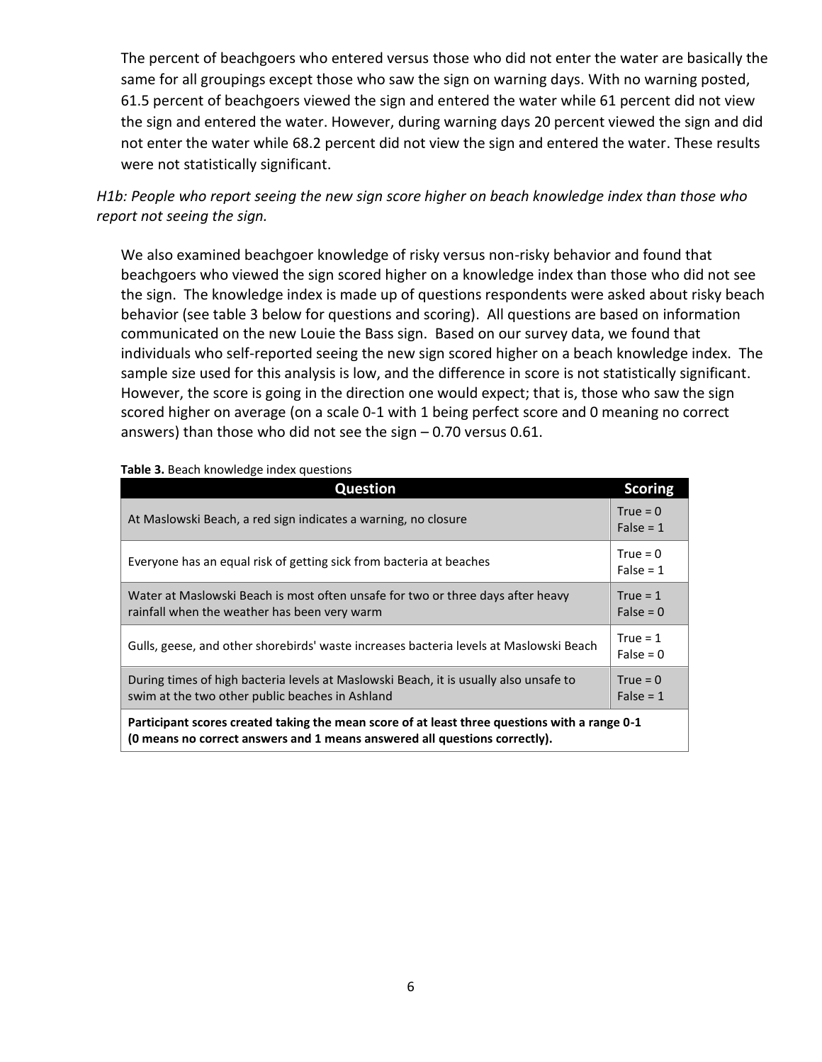The percent of beachgoers who entered versus those who did not enter the water are basically the same for all groupings except those who saw the sign on warning days. With no warning posted, 61.5 percent of beachgoers viewed the sign and entered the water while 61 percent did not view the sign and entered the water. However, during warning days 20 percent viewed the sign and did not enter the water while 68.2 percent did not view the sign and entered the water. These results were not statistically significant.

*H1b: People who report seeing the new sign score higher on beach knowledge index than those who report not seeing the sign.*

We also examined beachgoer knowledge of risky versus non-risky behavior and found that beachgoers who viewed the sign scored higher on a knowledge index than those who did not see the sign. The knowledge index is made up of questions respondents were asked about risky beach behavior (see table 3 below for questions and scoring). All questions are based on information communicated on the new Louie the Bass sign. Based on our survey data, we found that individuals who self-reported seeing the new sign scored higher on a beach knowledge index. The sample size used for this analysis is low, and the difference in score is not statistically significant. However, the score is going in the direction one would expect; that is, those who saw the sign scored higher on average (on a scale 0-1 with 1 being perfect score and 0 meaning no correct answers) than those who did not see the sign – 0.70 versus 0.61.

**Table 3.** Beach knowledge index questions

| Question | Scoring |
|---|---|
| At Maslowski Beach, a red sign indicates a warning, no closure | True = 0<br>False = 1 |
| Everyone has an equal risk of getting sick from bacteria at beaches | True = 0<br>False = 1 |
| Water at Maslowski Beach is most often unsafe for two or three days after heavy rainfall when the weather has been very warm | True = 1<br>False = 0 |
| Gulls, geese, and other shorebirds' waste increases bacteria levels at Maslowski Beach | True = 1<br>False = 0 |
| During times of high bacteria levels at Maslowski Beach, it is usually also unsafe to swim at the two other public beaches in Ashland | True = 0<br>False = 1 |
| **Participant scores created taking the mean score of at least three questions with a range 0-1 (0 means no correct answers and 1 means answered all questions correctly).** | |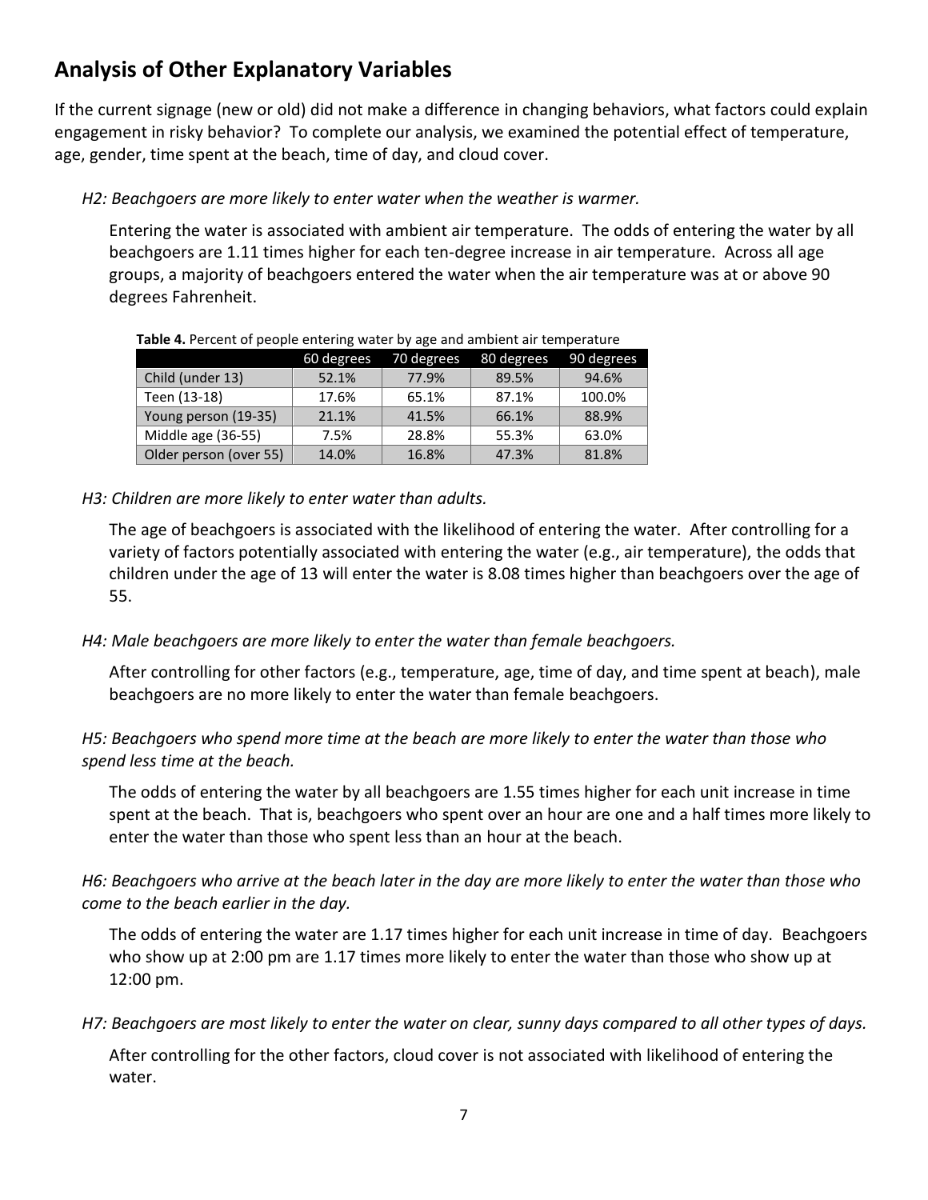## Analysis of Other Explanatory Variables

If the current signage (new or old) did not make a difference in changing behaviors, what factors could explain engagement in risky behavior? To complete our analysis, we examined the potential effect of temperature, age, gender, time spent at the beach, time of day, and cloud cover.

*H2: Beachgoers are more likely to enter water when the weather is warmer.*

Entering the water is associated with ambient air temperature. The odds of entering the water by all beachgoers are 1.11 times higher for each ten-degree increase in air temperature. Across all age groups, a majority of beachgoers entered the water when the air temperature was at or above 90 degrees Fahrenheit.

**Table 4.** Percent of people entering water by age and ambient air temperature

| | 60 degrees | 70 degrees | 80 degrees | 90 degrees |
|---|---|---|---|---|
| Child (under 13) | 52.1% | 77.9% | 89.5% | 94.6% |
| Teen (13-18) | 17.6% | 65.1% | 87.1% | 100.0% |
| Young person (19-35) | 21.1% | 41.5% | 66.1% | 88.9% |
| Middle age (36-55) | 7.5% | 28.8% | 55.3% | 63.0% |
| Older person (over 55) | 14.0% | 16.8% | 47.3% | 81.8% |

*H3: Children are more likely to enter water than adults.*

The age of beachgoers is associated with the likelihood of entering the water. After controlling for a variety of factors potentially associated with entering the water (e.g., air temperature), the odds that children under the age of 13 will enter the water is 8.08 times higher than beachgoers over the age of 55.

*H4: Male beachgoers are more likely to enter the water than female beachgoers.*

After controlling for other factors (e.g., temperature, age, time of day, and time spent at beach), male beachgoers are no more likely to enter the water than female beachgoers.

*H5: Beachgoers who spend more time at the beach are more likely to enter the water than those who spend less time at the beach.*

The odds of entering the water by all beachgoers are 1.55 times higher for each unit increase in time spent at the beach. That is, beachgoers who spent over an hour are one and a half times more likely to enter the water than those who spent less than an hour at the beach.

*H6: Beachgoers who arrive at the beach later in the day are more likely to enter the water than those who come to the beach earlier in the day.*

The odds of entering the water are 1.17 times higher for each unit increase in time of day. Beachgoers who show up at 2:00 pm are 1.17 times more likely to enter the water than those who show up at 12:00 pm.

*H7: Beachgoers are most likely to enter the water on clear, sunny days compared to all other types of days.*

After controlling for the other factors, cloud cover is not associated with likelihood of entering the water.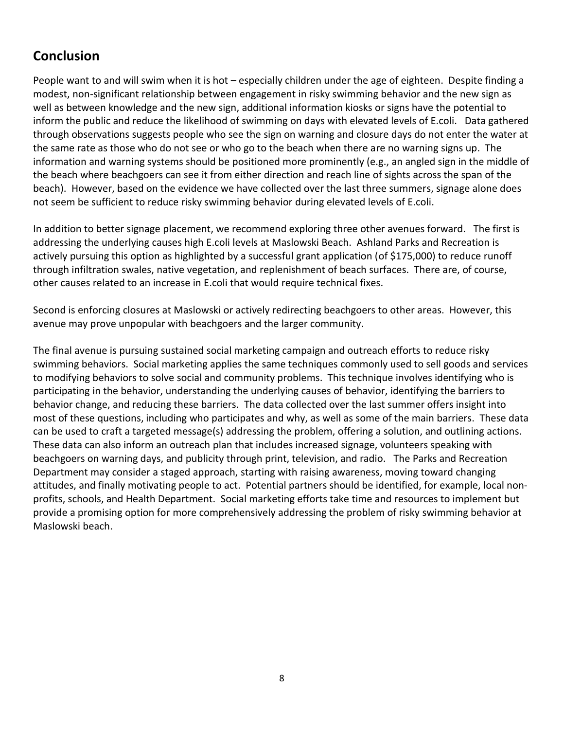## Conclusion

People want to and will swim when it is hot – especially children under the age of eighteen. Despite finding a modest, non-significant relationship between engagement in risky swimming behavior and the new sign as well as between knowledge and the new sign, additional information kiosks or signs have the potential to inform the public and reduce the likelihood of swimming on days with elevated levels of E.coli. Data gathered through observations suggests people who see the sign on warning and closure days do not enter the water at the same rate as those who do not see or who go to the beach when there are no warning signs up. The information and warning systems should be positioned more prominently (e.g., an angled sign in the middle of the beach where beachgoers can see it from either direction and reach line of sights across the span of the beach). However, based on the evidence we have collected over the last three summers, signage alone does not seem be sufficient to reduce risky swimming behavior during elevated levels of E.coli.

In addition to better signage placement, we recommend exploring three other avenues forward. The first is addressing the underlying causes high E.coli levels at Maslowski Beach. Ashland Parks and Recreation is actively pursuing this option as highlighted by a successful grant application (of $175,000) to reduce runoff through infiltration swales, native vegetation, and replenishment of beach surfaces. There are, of course, other causes related to an increase in E.coli that would require technical fixes.

Second is enforcing closures at Maslowski or actively redirecting beachgoers to other areas. However, this avenue may prove unpopular with beachgoers and the larger community.

The final avenue is pursuing sustained social marketing campaign and outreach efforts to reduce risky swimming behaviors. Social marketing applies the same techniques commonly used to sell goods and services to modifying behaviors to solve social and community problems. This technique involves identifying who is participating in the behavior, understanding the underlying causes of behavior, identifying the barriers to behavior change, and reducing these barriers. The data collected over the last summer offers insight into most of these questions, including who participates and why, as well as some of the main barriers. These data can be used to craft a targeted message(s) addressing the problem, offering a solution, and outlining actions. These data can also inform an outreach plan that includes increased signage, volunteers speaking with beachgoers on warning days, and publicity through print, television, and radio. The Parks and Recreation Department may consider a staged approach, starting with raising awareness, moving toward changing attitudes, and finally motivating people to act. Potential partners should be identified, for example, local non-profits, schools, and Health Department. Social marketing efforts take time and resources to implement but provide a promising option for more comprehensively addressing the problem of risky swimming behavior at Maslowski beach.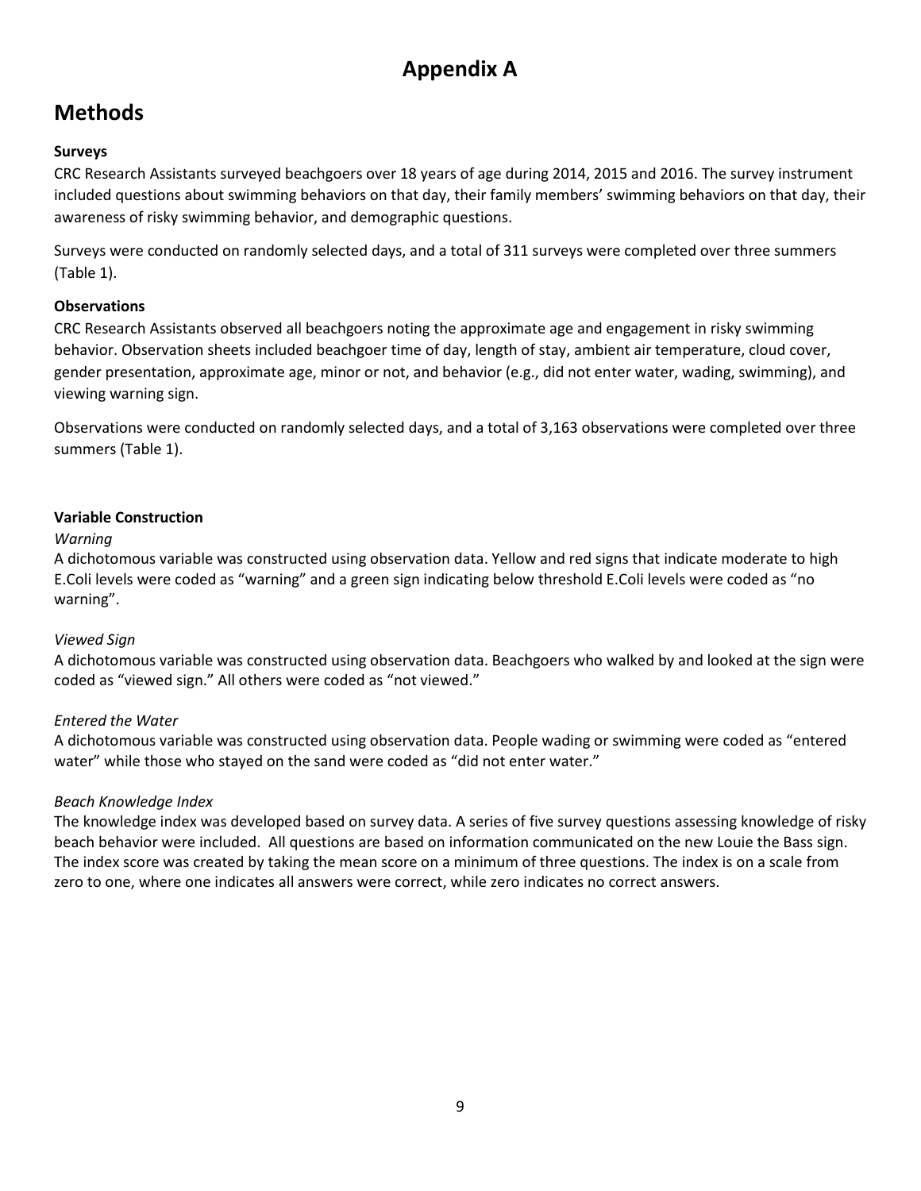# Appendix A

## Methods

### Surveys

CRC Research Assistants surveyed beachgoers over 18 years of age during 2014, 2015 and 2016. The survey instrument included questions about swimming behaviors on that day, their family members' swimming behaviors on that day, their awareness of risky swimming behavior, and demographic questions.

Surveys were conducted on randomly selected days, and a total of 311 surveys were completed over three summers (Table 1).

### Observations

CRC Research Assistants observed all beachgoers noting the approximate age and engagement in risky swimming behavior. Observation sheets included beachgoer time of day, length of stay, ambient air temperature, cloud cover, gender presentation, approximate age, minor or not, and behavior (e.g., did not enter water, wading, swimming), and viewing warning sign.

Observations were conducted on randomly selected days, and a total of 3,163 observations were completed over three summers (Table 1).

### Variable Construction

*Warning*

A dichotomous variable was constructed using observation data. Yellow and red signs that indicate moderate to high E.Coli levels were coded as "warning" and a green sign indicating below threshold E.Coli levels were coded as "no warning".

*Viewed Sign*

A dichotomous variable was constructed using observation data. Beachgoers who walked by and looked at the sign were coded as "viewed sign." All others were coded as "not viewed."

*Entered the Water*

A dichotomous variable was constructed using observation data. People wading or swimming were coded as "entered water" while those who stayed on the sand were coded as "did not enter water."

*Beach Knowledge Index*

The knowledge index was developed based on survey data. A series of five survey questions assessing knowledge of risky beach behavior were included. All questions are based on information communicated on the new Louie the Bass sign. The index score was created by taking the mean score on a minimum of three questions. The index is on a scale from zero to one, where one indicates all answers were correct, while zero indicates no correct answers.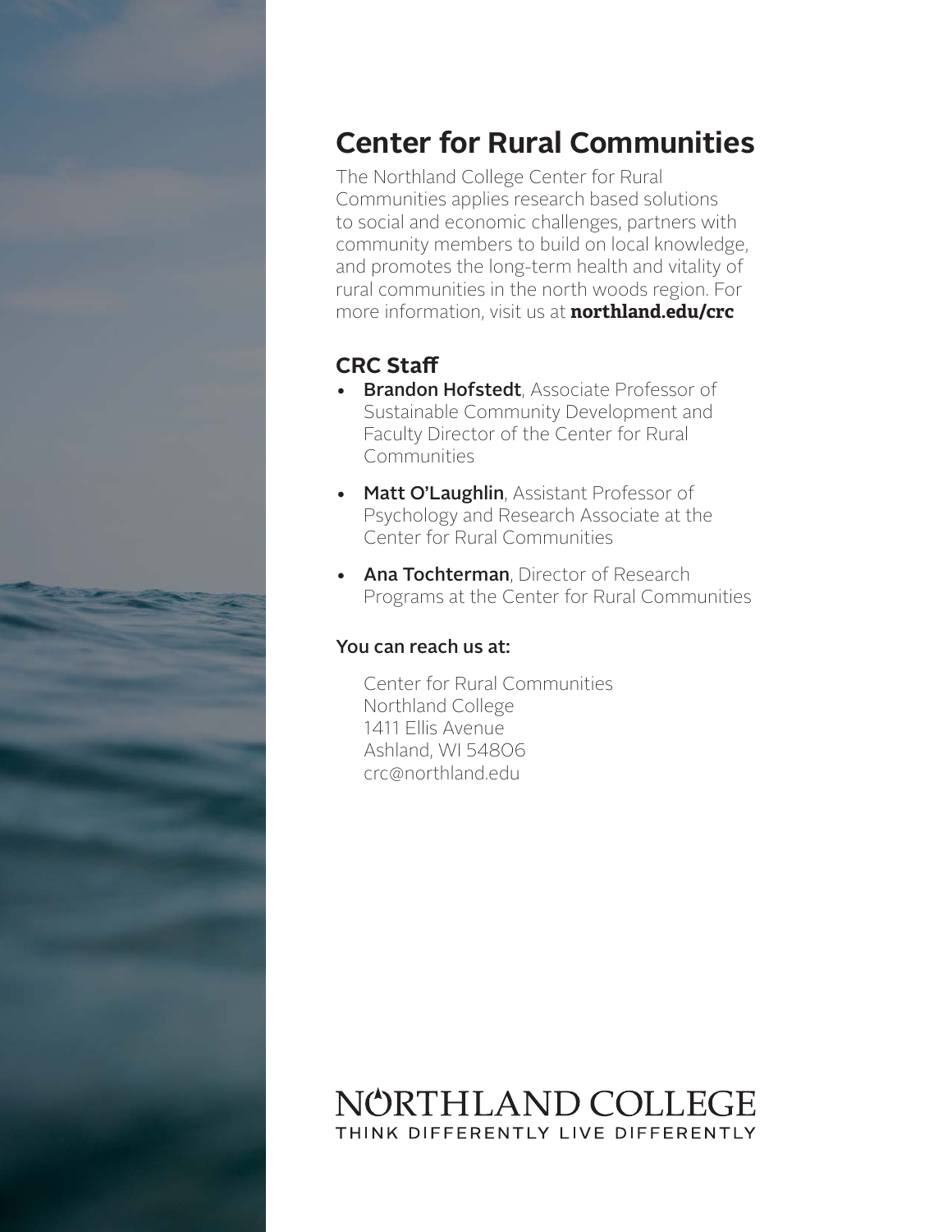# Center for Rural Communities

The Northland College Center for Rural Communities applies research based solutions to social and economic challenges, partners with community members to build on local knowledge, and promotes the long-term health and vitality of rural communities in the north woods region. For more information, visit us at **northland.edu/crc**

## CRC Staff

- **Brandon Hofstedt**, Associate Professor of Sustainable Community Development and Faculty Director of the Center for Rural Communities
- **Matt O'Laughlin**, Assistant Professor of Psychology and Research Associate at the Center for Rural Communities
- **Ana Tochterman**, Director of Research Programs at the Center for Rural Communities

### You can reach us at:

Center for Rural Communities
Northland College
1411 Ellis Avenue
Ashland, WI 54806
crc@northland.edu

NORTHLAND COLLEGE
THINK DIFFERENTLY LIVE DIFFERENTLY